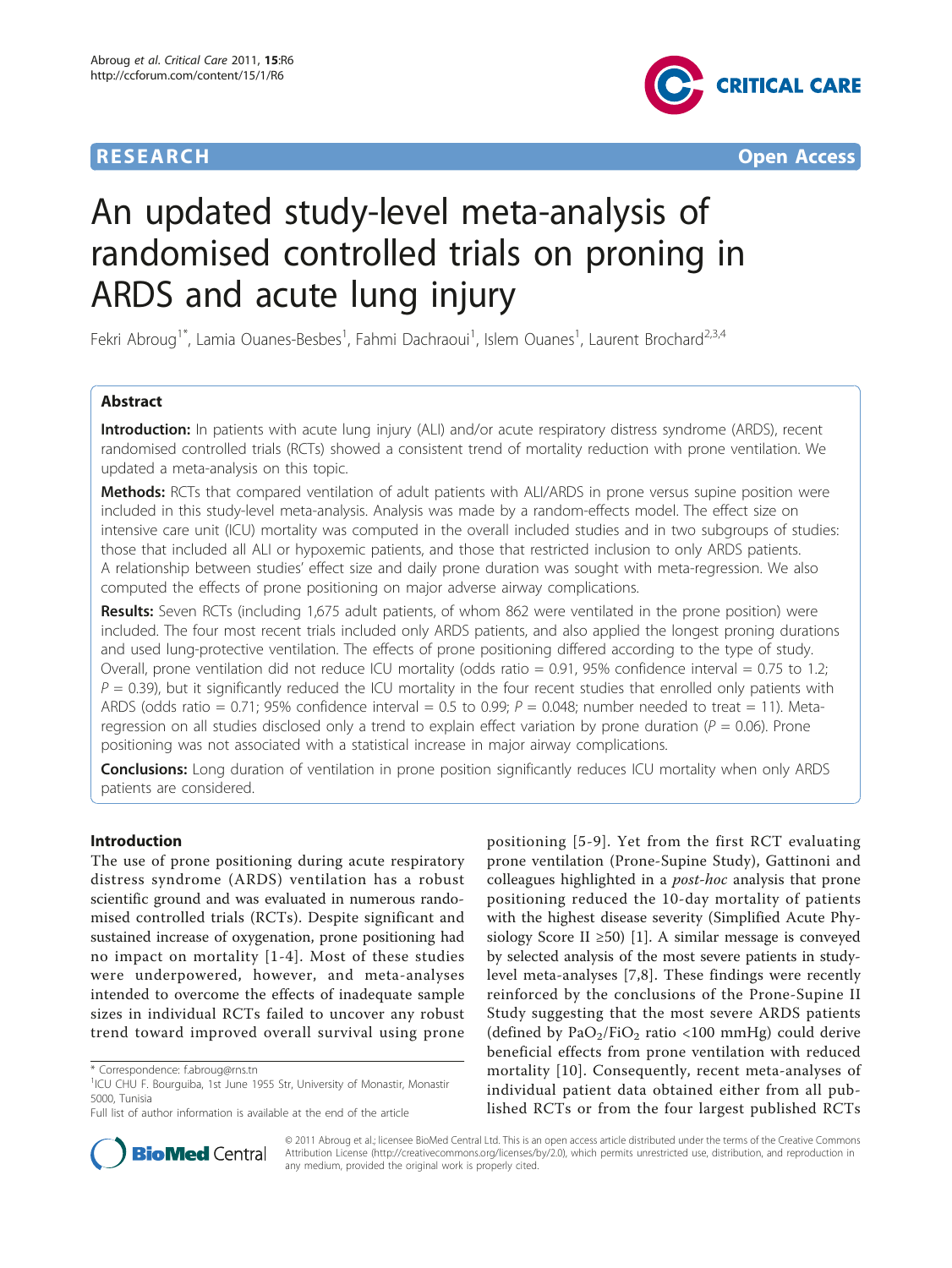RESEARCH Open Access

# An updated study-level meta-analysis of randomised controlled trials on proning in ARDS and acute lung injury

Fekri Abroug[1*], Lamia Ouanes-Besbes[1], Fahmi Dachraoui[1], Islem Ouanes[1], Laurent Brochard[2,3,4]

## Abstract

**Introduction:** In patients with acute lung injury (ALI) and/or acute respiratory distress syndrome (ARDS), recent randomised controlled trials (RCTs) showed a consistent trend of mortality reduction with prone ventilation. We updated a meta-analysis on this topic.

**Methods:** RCTs that compared ventilation of adult patients with ALI/ARDS in prone versus supine position were included in this study-level meta-analysis. Analysis was made by a random-effects model. The effect size on intensive care unit (ICU) mortality was computed in the overall included studies and in two subgroups of studies: those that included all ALI or hypoxemic patients, and those that restricted inclusion to only ARDS patients. A relationship between studies' effect size and daily prone duration was sought with meta-regression. We also computed the effects of prone positioning on major adverse airway complications.

**Results:** Seven RCTs (including 1,675 adult patients, of whom 862 were ventilated in the prone position) were included. The four most recent trials included only ARDS patients, and also applied the longest proning durations and used lung-protective ventilation. The effects of prone positioning differed according to the type of study. Overall, prone ventilation did not reduce ICU mortality (odds ratio = 0.91, 95% confidence interval = 0.75 to 1.2; $P = 0.39$), but it significantly reduced the ICU mortality in the four recent studies that enrolled only patients with ARDS (odds ratio = 0.71; 95% confidence interval = 0.5 to 0.99; $P = 0.048$; number needed to treat = 11). Meta-regression on all studies disclosed only a trend to explain effect variation by prone duration ($P = 0.06$). Prone positioning was not associated with a statistical increase in major airway complications.

**Conclusions:** Long duration of ventilation in prone position significantly reduces ICU mortality when only ARDS patients are considered.

## Introduction

The use of prone positioning during acute respiratory distress syndrome (ARDS) ventilation has a robust scientific ground and was evaluated in numerous randomised controlled trials (RCTs). Despite significant and sustained increase of oxygenation, prone positioning had no impact on mortality [1-4]. Most of these studies were underpowered, however, and meta-analyses intended to overcome the effects of inadequate sample sizes in individual RCTs failed to uncover any robust trend toward improved overall survival using prone positioning [5-9]. Yet from the first RCT evaluating prone ventilation (Prone-Supine Study), Gattinoni and colleagues highlighted in a *post-hoc* analysis that prone positioning reduced the 10-day mortality of patients with the highest disease severity (Simplified Acute Physiology Score II ≥50) [1]. A similar message is conveyed by selected analysis of the most severe patients in study-level meta-analyses [7,8]. These findings were recently reinforced by the conclusions of the Prone-Supine II Study suggesting that the most severe ARDS patients (defined by $PaO_2/FiO_2$ ratio <100 mmHg) could derive beneficial effects from prone ventilation with reduced mortality [10]. Consequently, recent meta-analyses of individual patient data obtained either from all published RCTs or from the four largest published RCTs

\* Correspondence: f.abroug@rns.tn
[1]ICU CHU F. Bourguiba, 1st June 1955 Str, University of Monastir, Monastir 5000, Tunisia
Full list of author information is available at the end of the article

© 2011 Abroug et al.; licensee BioMed Central Ltd. This is an open access article distributed under the terms of the Creative Commons Attribution License (http://creativecommons.org/licenses/by/2.0), which permits unrestricted use, distribution, and reproduction in any medium, provided the original work is properly cited.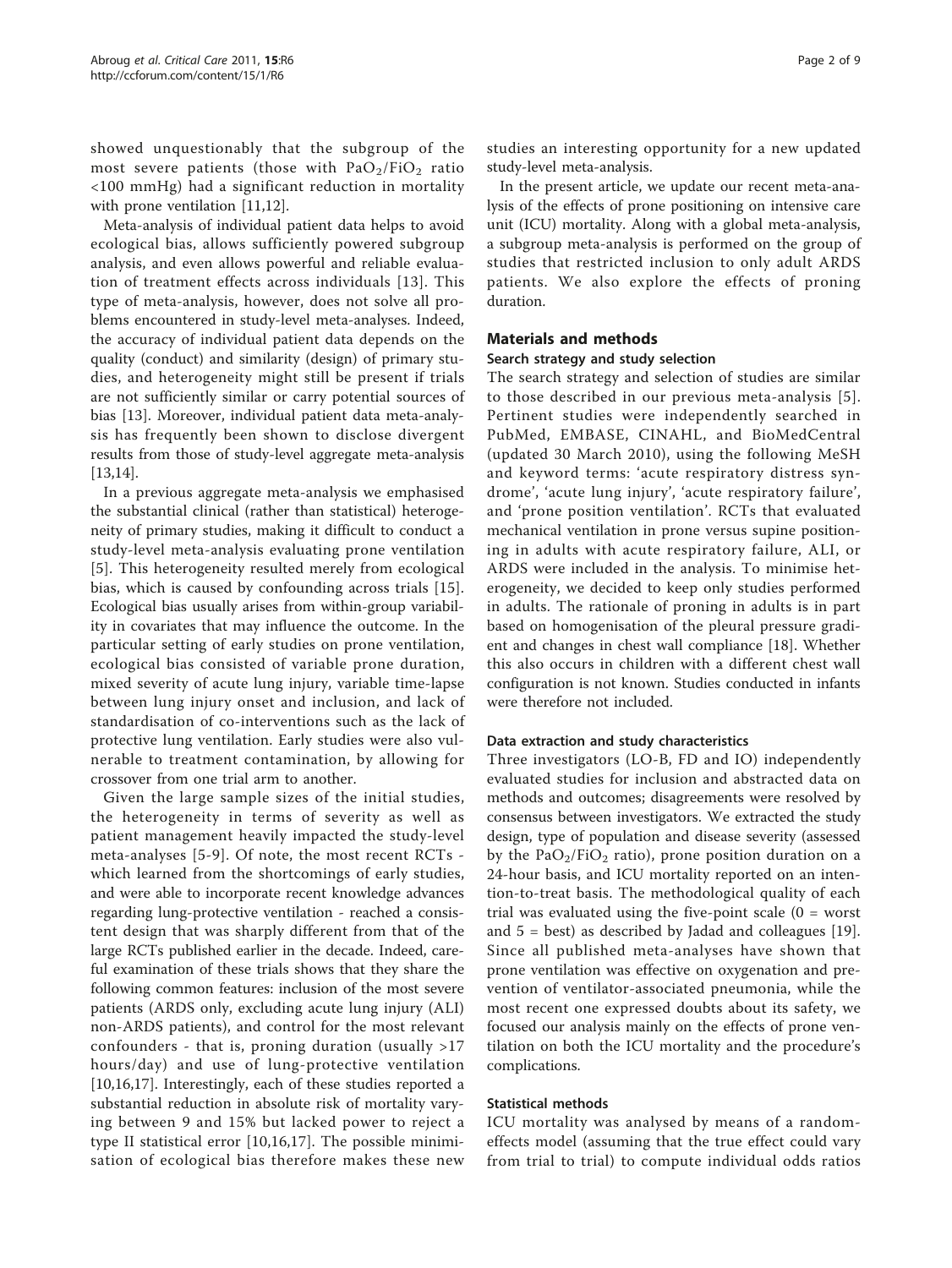showed unquestionably that the subgroup of the most severe patients (those with $PaO_2/FiO_2$ ratio <100 mmHg) had a significant reduction in mortality with prone ventilation [11,12].

Meta-analysis of individual patient data helps to avoid ecological bias, allows sufficiently powered subgroup analysis, and even allows powerful and reliable evaluation of treatment effects across individuals [13]. This type of meta-analysis, however, does not solve all problems encountered in study-level meta-analyses. Indeed, the accuracy of individual patient data depends on the quality (conduct) and similarity (design) of primary studies, and heterogeneity might still be present if trials are not sufficiently similar or carry potential sources of bias [13]. Moreover, individual patient data meta-analysis has frequently been shown to disclose divergent results from those of study-level aggregate meta-analysis [13,14].

In a previous aggregate meta-analysis we emphasised the substantial clinical (rather than statistical) heterogeneity of primary studies, making it difficult to conduct a study-level meta-analysis evaluating prone ventilation [5]. This heterogeneity resulted merely from ecological bias, which is caused by confounding across trials [15]. Ecological bias usually arises from within-group variability in covariates that may influence the outcome. In the particular setting of early studies on prone ventilation, ecological bias consisted of variable prone duration, mixed severity of acute lung injury, variable time-lapse between lung injury onset and inclusion, and lack of standardisation of co-interventions such as the lack of protective lung ventilation. Early studies were also vulnerable to treatment contamination, by allowing for crossover from one trial arm to another.

Given the large sample sizes of the initial studies, the heterogeneity in terms of severity as well as patient management heavily impacted the study-level meta-analyses [5-9]. Of note, the most recent RCTs - which learned from the shortcomings of early studies, and were able to incorporate recent knowledge advances regarding lung-protective ventilation - reached a consistent design that was sharply different from that of the large RCTs published earlier in the decade. Indeed, careful examination of these trials shows that they share the following common features: inclusion of the most severe patients (ARDS only, excluding acute lung injury (ALI) non-ARDS patients), and control for the most relevant confounders - that is, proning duration (usually >17 hours/day) and use of lung-protective ventilation [10,16,17]. Interestingly, each of these studies reported a substantial reduction in absolute risk of mortality varying between 9 and 15% but lacked power to reject a type II statistical error [10,16,17]. The possible minimisation of ecological bias therefore makes these new studies an interesting opportunity for a new updated study-level meta-analysis.

In the present article, we update our recent meta-analysis of the effects of prone positioning on intensive care unit (ICU) mortality. Along with a global meta-analysis, a subgroup meta-analysis is performed on the group of studies that restricted inclusion to only adult ARDS patients. We also explore the effects of proning duration.

## Materials and methods

### Search strategy and study selection

The search strategy and selection of studies are similar to those described in our previous meta-analysis [5]. Pertinent studies were independently searched in PubMed, EMBASE, CINAHL, and BioMedCentral (updated 30 March 2010), using the following MeSH and keyword terms: 'acute respiratory distress syndrome', 'acute lung injury', 'acute respiratory failure', and 'prone position ventilation'. RCTs that evaluated mechanical ventilation in prone versus supine positioning in adults with acute respiratory failure, ALI, or ARDS were included in the analysis. To minimise heterogeneity, we decided to keep only studies performed in adults. The rationale of proning in adults is in part based on homogenisation of the pleural pressure gradient and changes in chest wall compliance [18]. Whether this also occurs in children with a different chest wall configuration is not known. Studies conducted in infants were therefore not included.

### Data extraction and study characteristics

Three investigators (LO-B, FD and IO) independently evaluated studies for inclusion and abstracted data on methods and outcomes; disagreements were resolved by consensus between investigators. We extracted the study design, type of population and disease severity (assessed by the $PaO_2/FiO_2$ ratio), prone position duration on a 24-hour basis, and ICU mortality reported on an intention-to-treat basis. The methodological quality of each trial was evaluated using the five-point scale (0 = worst and 5 = best) as described by Jadad and colleagues [19]. Since all published meta-analyses have shown that prone ventilation was effective on oxygenation and prevention of ventilator-associated pneumonia, while the most recent one expressed doubts about its safety, we focused our analysis mainly on the effects of prone ventilation on both the ICU mortality and the procedure's complications.

### Statistical methods

ICU mortality was analysed by means of a random-effects model (assuming that the true effect could vary from trial to trial) to compute individual odds ratios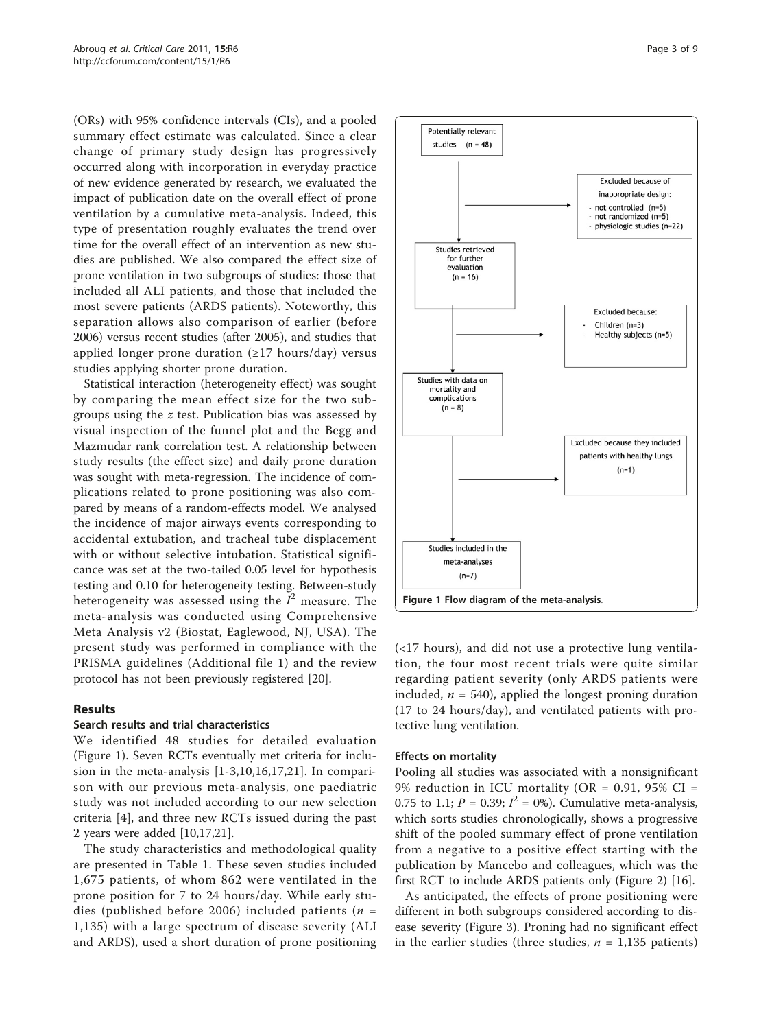(ORs) with 95% confidence intervals (CIs), and a pooled summary effect estimate was calculated. Since a clear change of primary study design has progressively occurred along with incorporation in everyday practice of new evidence generated by research, we evaluated the impact of publication date on the overall effect of prone ventilation by a cumulative meta-analysis. Indeed, this type of presentation roughly evaluates the trend over time for the overall effect of an intervention as new studies are published. We also compared the effect size of prone ventilation in two subgroups of studies: those that included all ALI patients, and those that included the most severe patients (ARDS patients). Noteworthy, this separation allows also comparison of earlier (before 2006) versus recent studies (after 2005), and studies that applied longer prone duration (≥17 hours/day) versus studies applying shorter prone duration.

Statistical interaction (heterogeneity effect) was sought by comparing the mean effect size for the two subgroups using the $z$ test. Publication bias was assessed by visual inspection of the funnel plot and the Begg and Mazmudar rank correlation test. A relationship between study results (the effect size) and daily prone duration was sought with meta-regression. The incidence of complications related to prone positioning was also compared by means of a random-effects model. We analysed the incidence of major airways events corresponding to accidental extubation, and tracheal tube displacement with or without selective intubation. Statistical significance was set at the two-tailed 0.05 level for hypothesis testing and 0.10 for heterogeneity testing. Between-study heterogeneity was assessed using the $I^2$ measure. The meta-analysis was conducted using Comprehensive Meta Analysis v2 (Biostat, Eaglewood, NJ, USA). The present study was performed in compliance with the PRISMA guidelines (Additional file 1) and the review protocol has not been previously registered [20].

## Results

### Search results and trial characteristics

We identified 48 studies for detailed evaluation (Figure 1). Seven RCTs eventually met criteria for inclusion in the meta-analysis [1-3,10,16,17,21]. In comparison with our previous meta-analysis, one paediatric study was not included according to our new selection criteria [4], and three new RCTs issued during the past 2 years were added [10,17,21].

The study characteristics and methodological quality are presented in Table 1. These seven studies included 1,675 patients, of whom 862 were ventilated in the prone position for 7 to 24 hours/day. While early studies (published before 2006) included patients ($n$ = 1,135) with a large spectrum of disease severity (ALI and ARDS), used a short duration of prone positioning (<17 hours), and did not use a protective lung ventilation, the four most recent trials were quite similar regarding patient severity (only ARDS patients were included, $n$ = 540), applied the longest proning duration (17 to 24 hours/day), and ventilated patients with protective lung ventilation.

Potentially relevant studies (n = 48)

Excluded because of inappropriate design:
- not controlled (n=5)
- not randomized (n=5)
- physiologic studies (n=22)

Studies retrieved for further evaluation (n = 16)

Excluded because:
- Children (n=3)
- Healthy subjects (n=5)

Studies with data on mortality and complications (n = 8)

Excluded because they included patients with healthy lungs (n=1)

Studies included in the meta-analyses (n=7)

**Figure 1 Flow diagram of the meta-analysis**.

### Effects on mortality

Pooling all studies was associated with a nonsignificant 9% reduction in ICU mortality (OR = 0.91, 95% CI = 0.75 to 1.1; $P$ = 0.39; $I^2$ = 0%). Cumulative meta-analysis, which sorts studies chronologically, shows a progressive shift of the pooled summary effect of prone ventilation from a negative to a positive effect starting with the publication by Mancebo and colleagues, which was the first RCT to include ARDS patients only (Figure 2) [16].

As anticipated, the effects of prone positioning were different in both subgroups considered according to disease severity (Figure 3). Proning had no significant effect in the earlier studies (three studies, $n$ = 1,135 patients)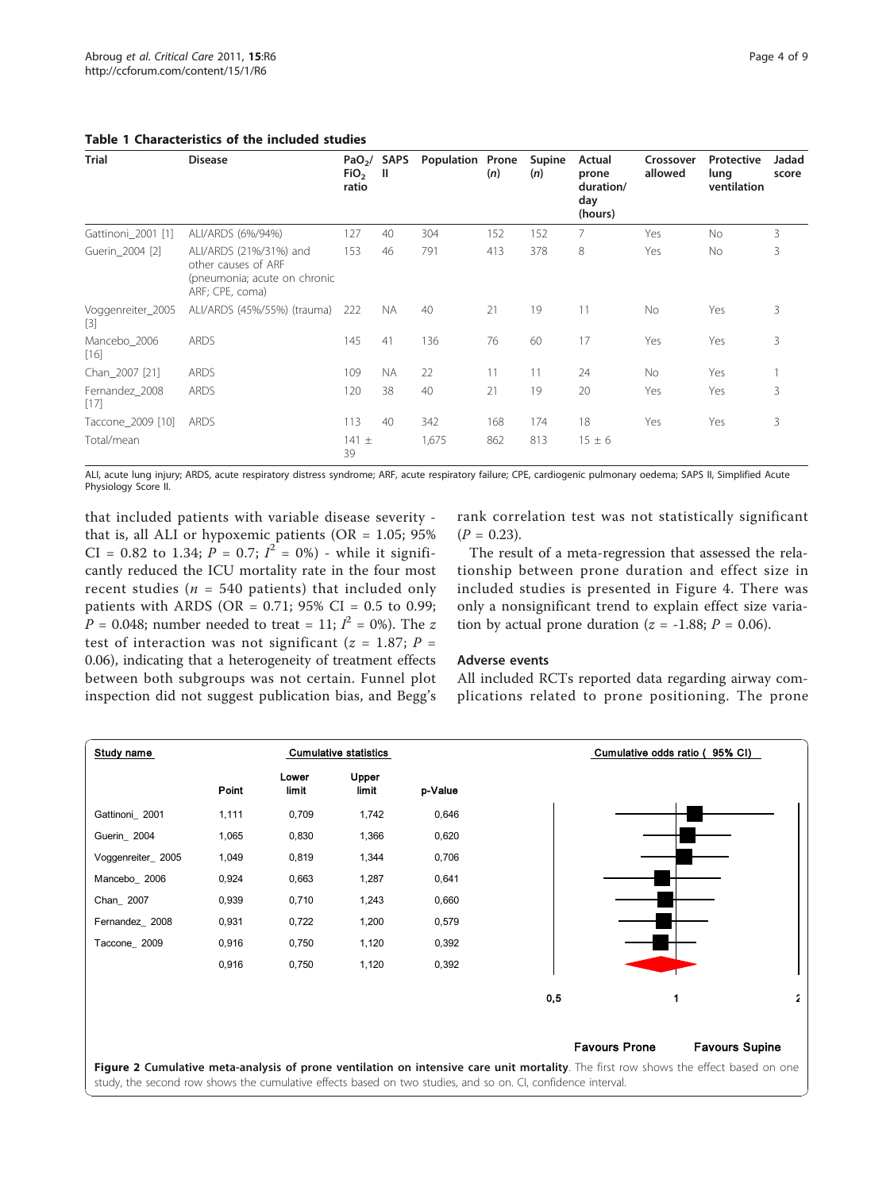**Table 1 Characteristics of the included studies**

| Trial | Disease | $PaO_2/FiO_2$ ratio | SAPS II | Population | Prone (*n*) | Supine (*n*) | Actual prone duration/day (hours) | Crossover allowed | Protective lung ventilation | Jadad score |
|---|---|---|---|---|---|---|---|---|---|---|
| Gattinoni_2001 [1] | ALI/ARDS (6%/94%) | 127 | 40 | 304 | 152 | 152 | 7 | Yes | No | 3 |
| Guerin_2004 [2] | ALI/ARDS (21%/31%) and other causes of ARF (pneumonia; acute on chronic ARF; CPE, coma) | 153 | 46 | 791 | 413 | 378 | 8 | Yes | No | 3 |
| Voggenreiter_2005 [3] | ALI/ARDS (45%/55%) (trauma) | 222 | NA | 40 | 21 | 19 | 11 | No | Yes | 3 |
| Mancebo_2006 [16] | ARDS | 145 | 41 | 136 | 76 | 60 | 17 | Yes | Yes | 3 |
| Chan_2007 [21] | ARDS | 109 | NA | 22 | 11 | 11 | 24 | No | Yes | 1 |
| Fernandez_2008 [17] | ARDS | 120 | 38 | 40 | 21 | 19 | 20 | Yes | Yes | 3 |
| Taccone_2009 [10] | ARDS | 113 | 40 | 342 | 168 | 174 | 18 | Yes | Yes | 3 |
| Total/mean | | 141 ± 39 | | 1,675 | 862 | 813 | 15 ± 6 | | | |

ALI, acute lung injury; ARDS, acute respiratory distress syndrome; ARF, acute respiratory failure; CPE, cardiogenic pulmonary oedema; SAPS II, Simplified Acute Physiology Score II.

that included patients with variable disease severity - that is, all ALI or hypoxemic patients (OR = 1.05; 95% CI = 0.82 to 1.34; $P = 0.7$; $I^2 = 0\%$) - while it significantly reduced the ICU mortality rate in the four most recent studies ($n = 540$ patients) that included only patients with ARDS (OR = 0.71; 95% CI = 0.5 to 0.99; $P = 0.048$; number needed to treat = 11; $I^2 = 0\%$). The $z$ test of interaction was not significant ($z = 1.87$; $P = 0.06$), indicating that a heterogeneity of treatment effects between both subgroups was not certain. Funnel plot inspection did not suggest publication bias, and Begg's rank correlation test was not statistically significant ($P = 0.23$).

The result of a meta-regression that assessed the relationship between prone duration and effect size in included studies is presented in Figure 4. There was only a nonsignificant trend to explain effect size variation by actual prone duration ($z = -1.88$; $P = 0.06$).

### Adverse events

All included RCTs reported data regarding airway complications related to prone positioning. The prone

| Study name | Point | Lower limit | Upper limit | p-Value |
|---|---|---|---|---|
| Gattinoni_ 2001 | 1,111 | 0,709 | 1,742 | 0,646 |
| Guerin_ 2004 | 1,065 | 0,830 | 1,366 | 0,620 |
| Voggenreiter_ 2005 | 1,049 | 0,819 | 1,344 | 0,706 |
| Mancebo_ 2006 | 0,924 | 0,663 | 1,287 | 0,641 |
| Chan_ 2007 | 0,939 | 0,710 | 1,243 | 0,660 |
| Fernandez_ 2008 | 0,931 | 0,722 | 1,200 | 0,579 |
| Taccone_ 2009 | 0,916 | 0,750 | 1,120 | 0,392 |
| | 0,916 | 0,750 | 1,120 | 0,392 |

Cumulative odds ratio (95% CI); axis: 0,5 – 1 – 2; Favours Prone / Favours Supine

**Figure 2 Cumulative meta-analysis of prone ventilation on intensive care unit mortality**. The first row shows the effect based on one study, the second row shows the cumulative effects based on two studies, and so on. CI, confidence interval.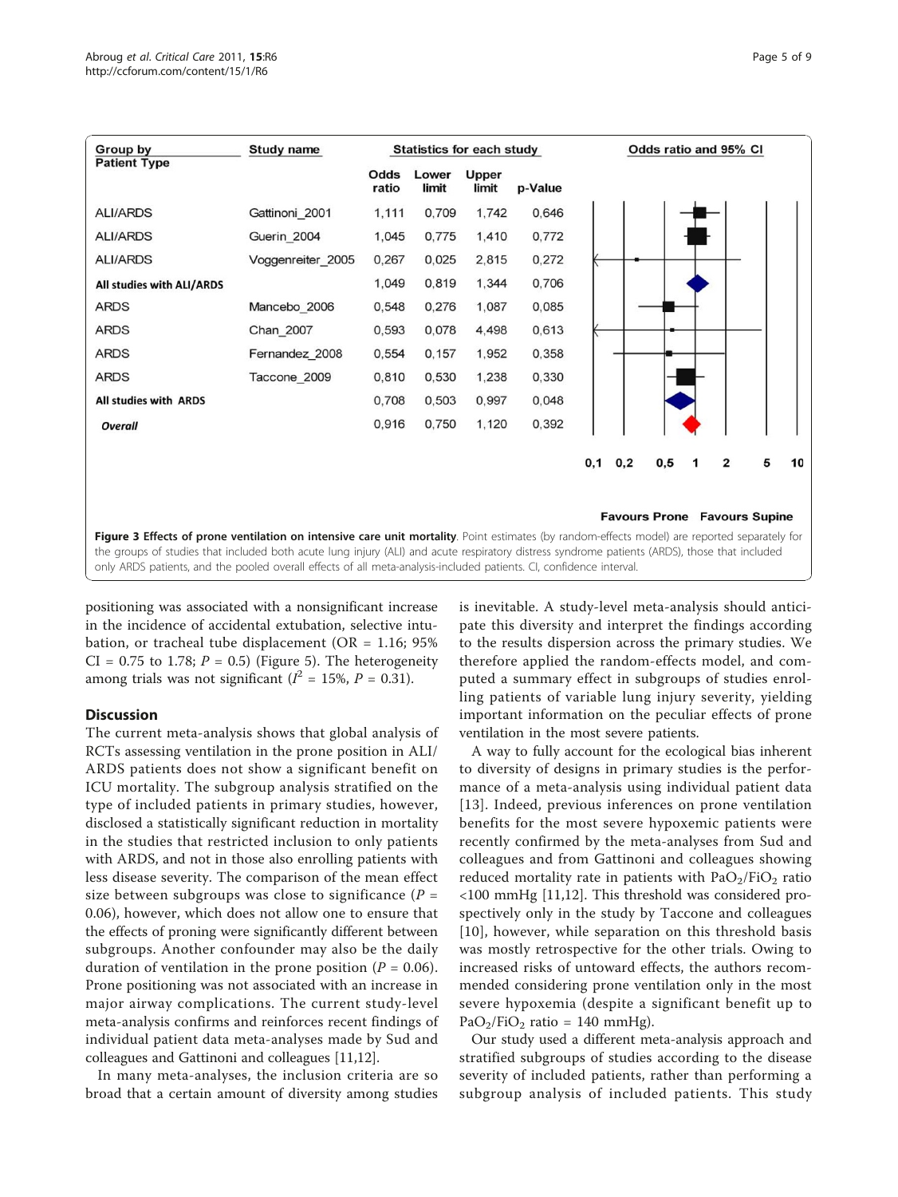| Group by Patient Type | Study name | Odds ratio | Lower limit | Upper limit | p-Value |
|---|---|---|---|---|---|
| ALI/ARDS | Gattinoni_2001 | 1,111 | 0,709 | 1,742 | 0,646 |
| ALI/ARDS | Guerin_2004 | 1,045 | 0,775 | 1,410 | 0,772 |
| ALI/ARDS | Voggenreiter_2005 | 0,267 | 0,025 | 2,815 | 0,272 |
| **All studies with ALI/ARDS** | | 1,049 | 0,819 | 1,344 | 0,706 |
| ARDS | Mancebo_2006 | 0,548 | 0,276 | 1,087 | 0,085 |
| ARDS | Chan_2007 | 0,593 | 0,078 | 4,498 | 0,613 |
| ARDS | Fernandez_2008 | 0,554 | 0,157 | 1,952 | 0,358 |
| ARDS | Taccone_2009 | 0,810 | 0,530 | 1,238 | 0,330 |
| **All studies with ARDS** | | 0,708 | 0,503 | 0,997 | 0,048 |
| ***Overall*** | | 0,916 | 0,750 | 1,120 | 0,392 |

Odds ratio and 95% CI: 0,1 0,2 0,5 1 2 5 10 — Favours Prone / Favours Supine

**Figure 3 Effects of prone ventilation on intensive care unit mortality**. Point estimates (by random-effects model) are reported separately for the groups of studies that included both acute lung injury (ALI) and acute respiratory distress syndrome patients (ARDS), those that included only ARDS patients, and the pooled overall effects of all meta-analysis-included patients. CI, confidence interval.

positioning was associated with a nonsignificant increase in the incidence of accidental extubation, selective intubation, or tracheal tube displacement (OR = 1.16; 95% CI = 0.75 to 1.78; $P$ = 0.5) (Figure 5). The heterogeneity among trials was not significant ($I^2$ = 15%, $P$ = 0.31).

## Discussion

The current meta-analysis shows that global analysis of RCTs assessing ventilation in the prone position in ALI/ARDS patients does not show a significant benefit on ICU mortality. The subgroup analysis stratified on the type of included patients in primary studies, however, disclosed a statistically significant reduction in mortality in the studies that restricted inclusion to only patients with ARDS, and not in those also enrolling patients with less disease severity. The comparison of the mean effect size between subgroups was close to significance ($P$ = 0.06), however, which does not allow one to ensure that the effects of proning were significantly different between subgroups. Another confounder may also be the daily duration of ventilation in the prone position ($P$ = 0.06). Prone positioning was not associated with an increase in major airway complications. The current study-level meta-analysis confirms and reinforces recent findings of individual patient data meta-analyses made by Sud and colleagues and Gattinoni and colleagues [11,12].

In many meta-analyses, the inclusion criteria are so broad that a certain amount of diversity among studies is inevitable. A study-level meta-analysis should anticipate this diversity and interpret the findings according to the results dispersion across the primary studies. We therefore applied the random-effects model, and computed a summary effect in subgroups of studies enrolling patients of variable lung injury severity, yielding important information on the peculiar effects of prone ventilation in the most severe patients.

A way to fully account for the ecological bias inherent to diversity of designs in primary studies is the performance of a meta-analysis using individual patient data [13]. Indeed, previous inferences on prone ventilation benefits for the most severe hypoxemic patients were recently confirmed by the meta-analyses from Sud and colleagues and from Gattinoni and colleagues showing reduced mortality rate in patients with $PaO_2/FiO_2$ ratio <100 mmHg [11,12]. This threshold was considered prospectively only in the study by Taccone and colleagues [10], however, while separation on this threshold basis was mostly retrospective for the other trials. Owing to increased risks of untoward effects, the authors recommended considering prone ventilation only in the most severe hypoxemia (despite a significant benefit up to $PaO_2/FiO_2$ ratio = 140 mmHg).

Our study used a different meta-analysis approach and stratified subgroups of studies according to the disease severity of included patients, rather than performing a subgroup analysis of included patients. This study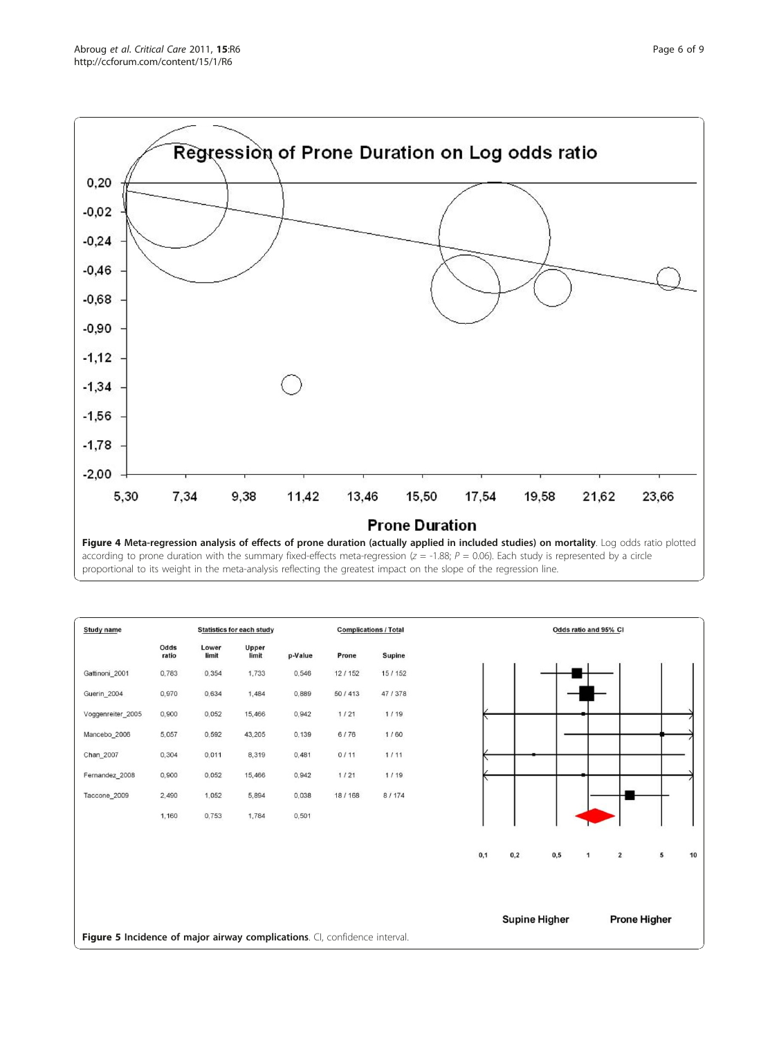**Figure 4 Meta-regression analysis of effects of prone duration (actually applied in included studies) on mortality**. Log odds ratio plotted according to prone duration with the summary fixed-effects meta-regression ($z$ = -1.88; $P$ = 0.06). Each study is represented by a circle proportional to its weight in the meta-analysis reflecting the greatest impact on the slope of the regression line.

| Study name | Statistics for each study | | | | Complications / Total | |
|---|---|---|---|---|---|---|
| | Odds ratio | Lower limit | Upper limit | p-Value | Prone | Supine |
| Gattinoni_2001 | 0,783 | 0,354 | 1,733 | 0,546 | 12 / 152 | 15 / 152 |
| Guerin_2004 | 0,970 | 0,634 | 1,484 | 0,889 | 50 / 413 | 47 / 378 |
| Voggenreiter_2005 | 0,900 | 0,052 | 15,466 | 0,942 | 1 / 21 | 1 / 19 |
| Mancebo_2006 | 5,057 | 0,592 | 43,205 | 0,139 | 6 / 76 | 1 / 60 |
| Chan_2007 | 0,304 | 0,011 | 8,319 | 0,481 | 0 / 11 | 1 / 11 |
| Fernandez_2008 | 0,900 | 0,052 | 15,466 | 0,942 | 1 / 21 | 1 / 19 |
| Taccone_2009 | 2,490 | 1,052 | 5,894 | 0,038 | 18 / 168 | 8 / 174 |
| | 1,160 | 0,753 | 1,784 | 0,501 | | |

**Figure 5 Incidence of major airway complications**. CI, confidence interval.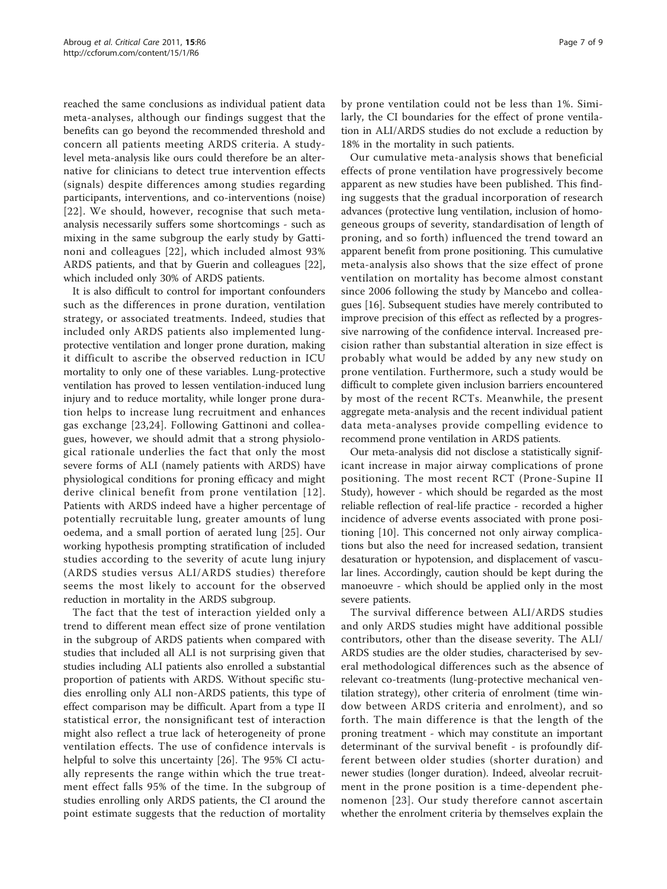reached the same conclusions as individual patient data meta-analyses, although our findings suggest that the benefits can go beyond the recommended threshold and concern all patients meeting ARDS criteria. A study-level meta-analysis like ours could therefore be an alternative for clinicians to detect true intervention effects (signals) despite differences among studies regarding participants, interventions, and co-interventions (noise) [22]. We should, however, recognise that such meta-analysis necessarily suffers some shortcomings - such as mixing in the same subgroup the early study by Gattinoni and colleagues [22], which included almost 93% ARDS patients, and that by Guerin and colleagues [22], which included only 30% of ARDS patients.

It is also difficult to control for important confounders such as the differences in prone duration, ventilation strategy, or associated treatments. Indeed, studies that included only ARDS patients also implemented lung-protective ventilation and longer prone duration, making it difficult to ascribe the observed reduction in ICU mortality to only one of these variables. Lung-protective ventilation has proved to lessen ventilation-induced lung injury and to reduce mortality, while longer prone duration helps to increase lung recruitment and enhances gas exchange [23,24]. Following Gattinoni and colleagues, however, we should admit that a strong physiological rationale underlies the fact that only the most severe forms of ALI (namely patients with ARDS) have physiological conditions for proning efficacy and might derive clinical benefit from prone ventilation [12]. Patients with ARDS indeed have a higher percentage of potentially recruitable lung, greater amounts of lung oedema, and a small portion of aerated lung [25]. Our working hypothesis prompting stratification of included studies according to the severity of acute lung injury (ARDS studies versus ALI/ARDS studies) therefore seems the most likely to account for the observed reduction in mortality in the ARDS subgroup.

The fact that the test of interaction yielded only a trend to different mean effect size of prone ventilation in the subgroup of ARDS patients when compared with studies that included all ALI is not surprising given that studies including ALI patients also enrolled a substantial proportion of patients with ARDS. Without specific studies enrolling only ALI non-ARDS patients, this type of effect comparison may be difficult. Apart from a type II statistical error, the nonsignificant test of interaction might also reflect a true lack of heterogeneity of prone ventilation effects. The use of confidence intervals is helpful to solve this uncertainty [26]. The 95% CI actually represents the range within which the true treatment effect falls 95% of the time. In the subgroup of studies enrolling only ARDS patients, the CI around the point estimate suggests that the reduction of mortality by prone ventilation could not be less than 1%. Similarly, the CI boundaries for the effect of prone ventilation in ALI/ARDS studies do not exclude a reduction by 18% in the mortality in such patients.

Our cumulative meta-analysis shows that beneficial effects of prone ventilation have progressively become apparent as new studies have been published. This finding suggests that the gradual incorporation of research advances (protective lung ventilation, inclusion of homogeneous groups of severity, standardisation of length of proning, and so forth) influenced the trend toward an apparent benefit from prone positioning. This cumulative meta-analysis also shows that the size effect of prone ventilation on mortality has become almost constant since 2006 following the study by Mancebo and colleagues [16]. Subsequent studies have merely contributed to improve precision of this effect as reflected by a progressive narrowing of the confidence interval. Increased precision rather than substantial alteration in size effect is probably what would be added by any new study on prone ventilation. Furthermore, such a study would be difficult to complete given inclusion barriers encountered by most of the recent RCTs. Meanwhile, the present aggregate meta-analysis and the recent individual patient data meta-analyses provide compelling evidence to recommend prone ventilation in ARDS patients.

Our meta-analysis did not disclose a statistically significant increase in major airway complications of prone positioning. The most recent RCT (Prone-Supine II Study), however - which should be regarded as the most reliable reflection of real-life practice - recorded a higher incidence of adverse events associated with prone positioning [10]. This concerned not only airway complications but also the need for increased sedation, transient desaturation or hypotension, and displacement of vascular lines. Accordingly, caution should be kept during the manoeuvre - which should be applied only in the most severe patients.

The survival difference between ALI/ARDS studies and only ARDS studies might have additional possible contributors, other than the disease severity. The ALI/ARDS studies are the older studies, characterised by several methodological differences such as the absence of relevant co-treatments (lung-protective mechanical ventilation strategy), other criteria of enrolment (time window between ARDS criteria and enrolment), and so forth. The main difference is that the length of the proning treatment - which may constitute an important determinant of the survival benefit - is profoundly different between older studies (shorter duration) and newer studies (longer duration). Indeed, alveolar recruitment in the prone position is a time-dependent phenomenon [23]. Our study therefore cannot ascertain whether the enrolment criteria by themselves explain the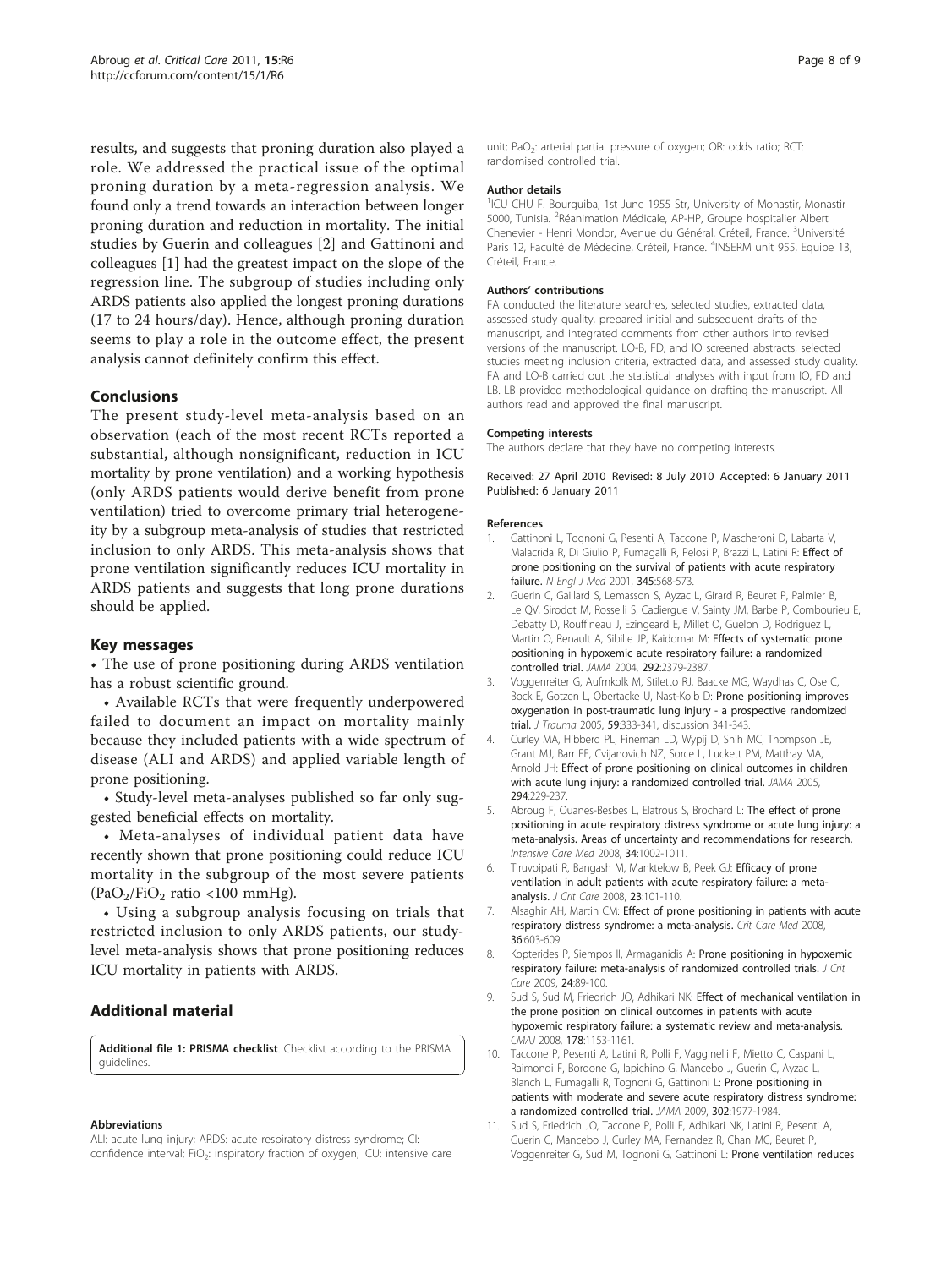results, and suggests that proning duration also played a role. We addressed the practical issue of the optimal proning duration by a meta-regression analysis. We found only a trend towards an interaction between longer proning duration and reduction in mortality. The initial studies by Guerin and colleagues [2] and Gattinoni and colleagues [1] had the greatest impact on the slope of the regression line. The subgroup of studies including only ARDS patients also applied the longest proning durations (17 to 24 hours/day). Hence, although proning duration seems to play a role in the outcome effect, the present analysis cannot definitely confirm this effect.

## Conclusions

The present study-level meta-analysis based on an observation (each of the most recent RCTs reported a substantial, although nonsignificant, reduction in ICU mortality by prone ventilation) and a working hypothesis (only ARDS patients would derive benefit from prone ventilation) tried to overcome primary trial heterogeneity by a subgroup meta-analysis of studies that restricted inclusion to only ARDS. This meta-analysis shows that prone ventilation significantly reduces ICU mortality in ARDS patients and suggests that long prone durations should be applied.

## Key messages

- The use of prone positioning during ARDS ventilation has a robust scientific ground.
- Available RCTs that were frequently underpowered failed to document an impact on mortality mainly because they included patients with a wide spectrum of disease (ALI and ARDS) and applied variable length of prone positioning.
- Study-level meta-analyses published so far only suggested beneficial effects on mortality.
- Meta-analyses of individual patient data have recently shown that prone positioning could reduce ICU mortality in the subgroup of the most severe patients ($PaO_2/FiO_2$ ratio <100 mmHg).
- Using a subgroup analysis focusing on trials that restricted inclusion to only ARDS patients, our study-level meta-analysis shows that prone positioning reduces ICU mortality in patients with ARDS.

## Additional material

**Additional file 1: PRISMA checklist**. Checklist according to the PRISMA guidelines.

#### Abbreviations

ALI: acute lung injury; ARDS: acute respiratory distress syndrome; CI: confidence interval; $FiO_2$: inspiratory fraction of oxygen; ICU: intensive care unit; $PaO_2$: arterial partial pressure of oxygen; OR: odds ratio; RCT: randomised controlled trial.

#### Author details

[1]ICU CHU F. Bourguiba, 1st June 1955 Str, University of Monastir, Monastir 5000, Tunisia. [2]Réanimation Médicale, AP-HP, Groupe hospitalier Albert Chenevier - Henri Mondor, Avenue du Général, Créteil, France. [3]Université Paris 12, Faculté de Médecine, Créteil, France. [4]INSERM unit 955, Equipe 13, Créteil, France.

#### Authors' contributions

FA conducted the literature searches, selected studies, extracted data, assessed study quality, prepared initial and subsequent drafts of the manuscript, and integrated comments from other authors into revised versions of the manuscript. LO-B, FD, and IO screened abstracts, selected studies meeting inclusion criteria, extracted data, and assessed study quality. FA and LO-B carried out the statistical analyses with input from IO, FD and LB. LB provided methodological guidance on drafting the manuscript. All authors read and approved the final manuscript.

#### Competing interests

The authors declare that they have no competing interests.

Received: 27 April 2010 Revised: 8 July 2010 Accepted: 6 January 2011 Published: 6 January 2011

#### References

1. Gattinoni L, Tognoni G, Pesenti A, Taccone P, Mascheroni D, Labarta V, Malacrida R, Di Giulio P, Fumagalli R, Pelosi P, Brazzi L, Latini R: **Effect of prone positioning on the survival of patients with acute respiratory failure.** *N Engl J Med* 2001, **345**:568-573.
2. Guerin C, Gaillard S, Lemasson S, Ayzac L, Girard R, Beuret P, Palmier B, Le QV, Sirodot M, Rosselli S, Cadiergue V, Sainty JM, Barbe P, Combourieu E, Debatty D, Rouffineau J, Ezingeard E, Millet O, Guelon D, Rodriguez L, Martin O, Renault A, Sibille JP, Kaidomar M: **Effects of systematic prone positioning in hypoxemic acute respiratory failure: a randomized controlled trial.** *JAMA* 2004, **292**:2379-2387.
3. Voggenreiter G, Aufmkolk M, Stiletto RJ, Baacke MG, Waydhas C, Ose C, Bock E, Gotzen L, Obertacke U, Nast-Kolb D: **Prone positioning improves oxygenation in post-traumatic lung injury - a prospective randomized trial.** *J Trauma* 2005, **59**:333-341, discussion 341-343.
4. Curley MA, Hibberd PL, Fineman LD, Wypij D, Shih MC, Thompson JE, Grant MJ, Barr FE, Cvijanovich NZ, Sorce L, Luckett PM, Matthay MA, Arnold JH: **Effect of prone positioning on clinical outcomes in children with acute lung injury: a randomized controlled trial.** *JAMA* 2005, **294**:229-237.
5. Abroug F, Ouanes-Besbes L, Elatrous S, Brochard L: **The effect of prone positioning in acute respiratory distress syndrome or acute lung injury: a meta-analysis. Areas of uncertainty and recommendations for research.** *Intensive Care Med* 2008, **34**:1002-1011.
6. Tiruvoipati R, Bangash M, Manktelow B, Peek GJ: **Efficacy of prone ventilation in adult patients with acute respiratory failure: a meta-analysis.** *J Crit Care* 2008, **23**:101-110.
7. Alsaghir AH, Martin CM: **Effect of prone positioning in patients with acute respiratory distress syndrome: a meta-analysis.** *Crit Care Med* 2008, **36**:603-609.
8. Kopterides P, Siempos II, Armaganidis A: **Prone positioning in hypoxemic respiratory failure: meta-analysis of randomized controlled trials.** *J Crit Care* 2009, **24**:89-100.
9. Sud S, Sud M, Friedrich JO, Adhikari NK: **Effect of mechanical ventilation in the prone position on clinical outcomes in patients with acute hypoxemic respiratory failure: a systematic review and meta-analysis.** *CMAJ* 2008, **178**:1153-1161.
10. Taccone P, Pesenti A, Latini R, Polli F, Vagginelli F, Mietto C, Caspani L, Raimondi F, Bordone G, Iapichino G, Mancebo J, Guerin C, Ayzac L, Blanch L, Fumagalli R, Tognoni G, Gattinoni L: **Prone positioning in patients with moderate and severe acute respiratory distress syndrome: a randomized controlled trial.** *JAMA* 2009, **302**:1977-1984.
11. Sud S, Friedrich JO, Taccone P, Polli F, Adhikari NK, Latini R, Pesenti A, Guerin C, Mancebo J, Curley MA, Fernandez R, Chan MC, Beuret P, Voggenreiter G, Sud M, Tognoni G, Gattinoni L: **Prone ventilation reduces**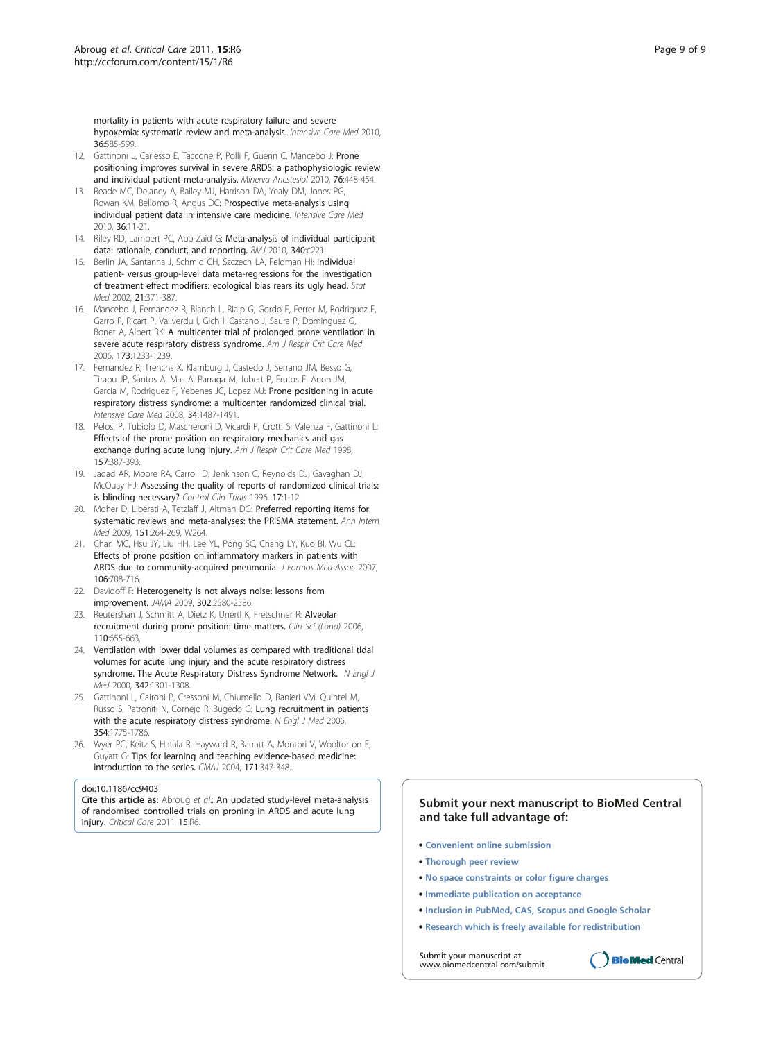mortality in patients with acute respiratory failure and severe hypoxemia: systematic review and meta-analysis. *Intensive Care Med* 2010, **36**:585-599.

12. Gattinoni L, Carlesso E, Taccone P, Polli F, Guerin C, Mancebo J: **Prone positioning improves survival in severe ARDS: a pathophysiologic review and individual patient meta-analysis.** *Minerva Anestesiol* 2010, **76**:448-454.
13. Reade MC, Delaney A, Bailey MJ, Harrison DA, Yealy DM, Jones PG, Rowan KM, Bellomo R, Angus DC: **Prospective meta-analysis using individual patient data in intensive care medicine.** *Intensive Care Med* 2010, **36**:11-21.
14. Riley RD, Lambert PC, Abo-Zaid G: **Meta-analysis of individual participant data: rationale, conduct, and reporting.** *BMJ* 2010, **340**:c221.
15. Berlin JA, Santanna J, Schmid CH, Szczech LA, Feldman HI: **Individual patient- versus group-level data meta-regressions for the investigation of treatment effect modifiers: ecological bias rears its ugly head.** *Stat Med* 2002, **21**:371-387.
16. Mancebo J, Fernandez R, Blanch L, Rialp G, Gordo F, Ferrer M, Rodriguez F, Garro P, Ricart P, Vallverdu I, Gich I, Castano J, Saura P, Dominguez G, Bonet A, Albert RK: **A multicenter trial of prolonged prone ventilation in severe acute respiratory distress syndrome.** *Am J Respir Crit Care Med* 2006, **173**:1233-1239.
17. Fernandez R, Trenchs X, Klamburg J, Castedo J, Serrano JM, Besso G, Tirapu JP, Santos A, Mas A, Parraga M, Jubert P, Frutos F, Anon JM, Garcia M, Rodriguez F, Yebenes JC, Lopez MJ: **Prone positioning in acute respiratory distress syndrome: a multicenter randomized clinical trial.** *Intensive Care Med* 2008, **34**:1487-1491.
18. Pelosi P, Tubiolo D, Mascheroni D, Vicardi P, Crotti S, Valenza F, Gattinoni L: **Effects of the prone position on respiratory mechanics and gas exchange during acute lung injury.** *Am J Respir Crit Care Med* 1998, **157**:387-393.
19. Jadad AR, Moore RA, Carroll D, Jenkinson C, Reynolds DJ, Gavaghan DJ, McQuay HJ: **Assessing the quality of reports of randomized clinical trials: is blinding necessary?** *Control Clin Trials* 1996, **17**:1-12.
20. Moher D, Liberati A, Tetzlaff J, Altman DG: **Preferred reporting items for systematic reviews and meta-analyses: the PRISMA statement.** *Ann Intern Med* 2009, **151**:264-269, W264.
21. Chan MC, Hsu JY, Liu HH, Lee YL, Pong SC, Chang LY, Kuo BI, Wu CL: **Effects of prone position on inflammatory markers in patients with ARDS due to community-acquired pneumonia.** *J Formos Med Assoc* 2007, **106**:708-716.
22. Davidoff F: **Heterogeneity is not always noise: lessons from improvement.** *JAMA* 2009, **302**:2580-2586.
23. Reutershan J, Schmitt A, Dietz K, Unertl K, Fretschner R: **Alveolar recruitment during prone position: time matters.** *Clin Sci (Lond)* 2006, **110**:655-663.
24. **Ventilation with lower tidal volumes as compared with traditional tidal volumes for acute lung injury and the acute respiratory distress syndrome. The Acute Respiratory Distress Syndrome Network.** *N Engl J Med* 2000, **342**:1301-1308.
25. Gattinoni L, Caironi P, Cressoni M, Chiumello D, Ranieri VM, Quintel M, Russo S, Patroniti N, Cornejo R, Bugedo G: **Lung recruitment in patients with the acute respiratory distress syndrome.** *N Engl J Med* 2006, **354**:1775-1786.
26. Wyer PC, Keitz S, Hatala R, Hayward R, Barratt A, Montori V, Wooltorton E, Guyatt G: **Tips for learning and teaching evidence-based medicine: introduction to the series.** *CMAJ* 2004, **171**:347-348.

doi:10.1186/cc9403

**Cite this article as:** Abroug *et al.*: An updated study-level meta-analysis of randomised controlled trials on proning in ARDS and acute lung injury. *Critical Care* 2011 **15**:R6.

**Submit your next manuscript to BioMed Central and take full advantage of:**

- Convenient online submission
- Thorough peer review
- No space constraints or color figure charges
- Immediate publication on acceptance
- Inclusion in PubMed, CAS, Scopus and Google Scholar
- Research which is freely available for redistribution

Submit your manuscript at www.biomedcentral.com/submit

BioMed Central